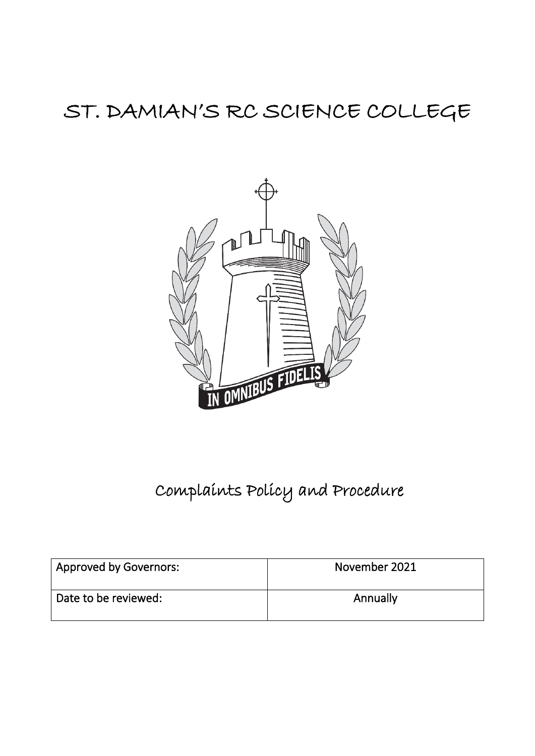# ST. DAMIAN'S RC SCIENCE COLLEGE

IN OMNIBUS FIDELIS

## Complaints Policy and Procedure

| Approved by Governors: | November 2021 |
| --- | --- |
| Date to be reviewed: | Annually |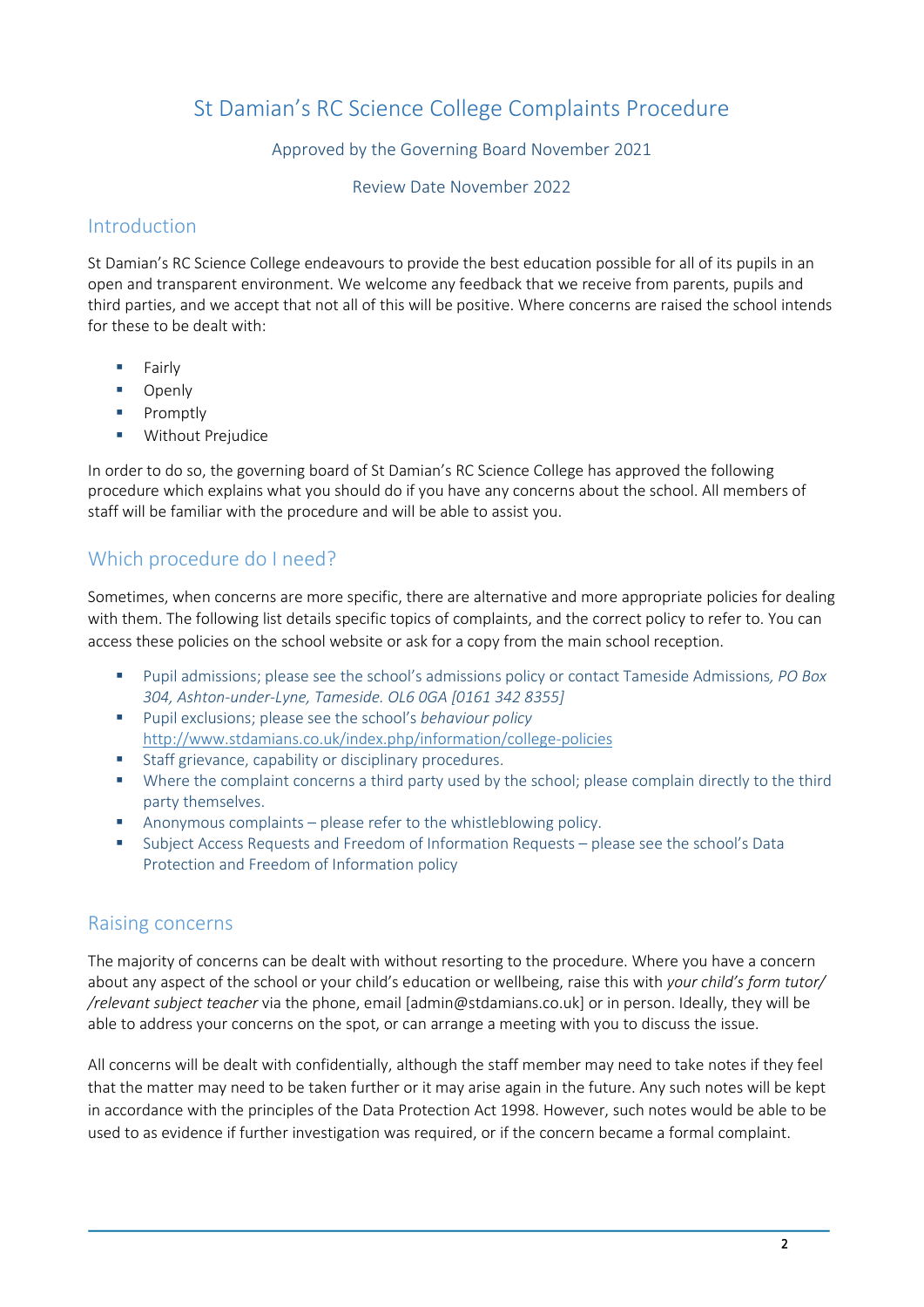# St Damian's RC Science College Complaints Procedure

Approved by the Governing Board November 2021

Review Date November 2022

## Introduction

St Damian's RC Science College endeavours to provide the best education possible for all of its pupils in an open and transparent environment. We welcome any feedback that we receive from parents, pupils and third parties, and we accept that not all of this will be positive. Where concerns are raised the school intends for these to be dealt with:

- Fairly
- Openly
- Promptly
- Without Prejudice

In order to do so, the governing board of St Damian's RC Science College has approved the following procedure which explains what you should do if you have any concerns about the school. All members of staff will be familiar with the procedure and will be able to assist you.

## Which procedure do I need?

Sometimes, when concerns are more specific, there are alternative and more appropriate policies for dealing with them. The following list details specific topics of complaints, and the correct policy to refer to. You can access these policies on the school website or ask for a copy from the main school reception.

- Pupil admissions; please see the school's admissions policy or contact Tameside Admissions*, PO Box 304, Ashton-under-Lyne, Tameside. OL6 0GA [0161 342 8355]*
- Pupil exclusions; please see the school's *behaviour policy* http://www.stdamians.co.uk/index.php/information/college-policies
- Staff grievance, capability or disciplinary procedures.
- Where the complaint concerns a third party used by the school; please complain directly to the third party themselves.
- Anonymous complaints – please refer to the whistleblowing policy.
- Subject Access Requests and Freedom of Information Requests – please see the school's Data Protection and Freedom of Information policy

## Raising concerns

The majority of concerns can be dealt with without resorting to the procedure. Where you have a concern about any aspect of the school or your child's education or wellbeing, raise this with *your child's form tutor/ /relevant subject teacher* via the phone, email [admin@stdamians.co.uk] or in person. Ideally, they will be able to address your concerns on the spot, or can arrange a meeting with you to discuss the issue.

All concerns will be dealt with confidentially, although the staff member may need to take notes if they feel that the matter may need to be taken further or it may arise again in the future. Any such notes will be kept in accordance with the principles of the Data Protection Act 1998. However, such notes would be able to be used to as evidence if further investigation was required, or if the concern became a formal complaint.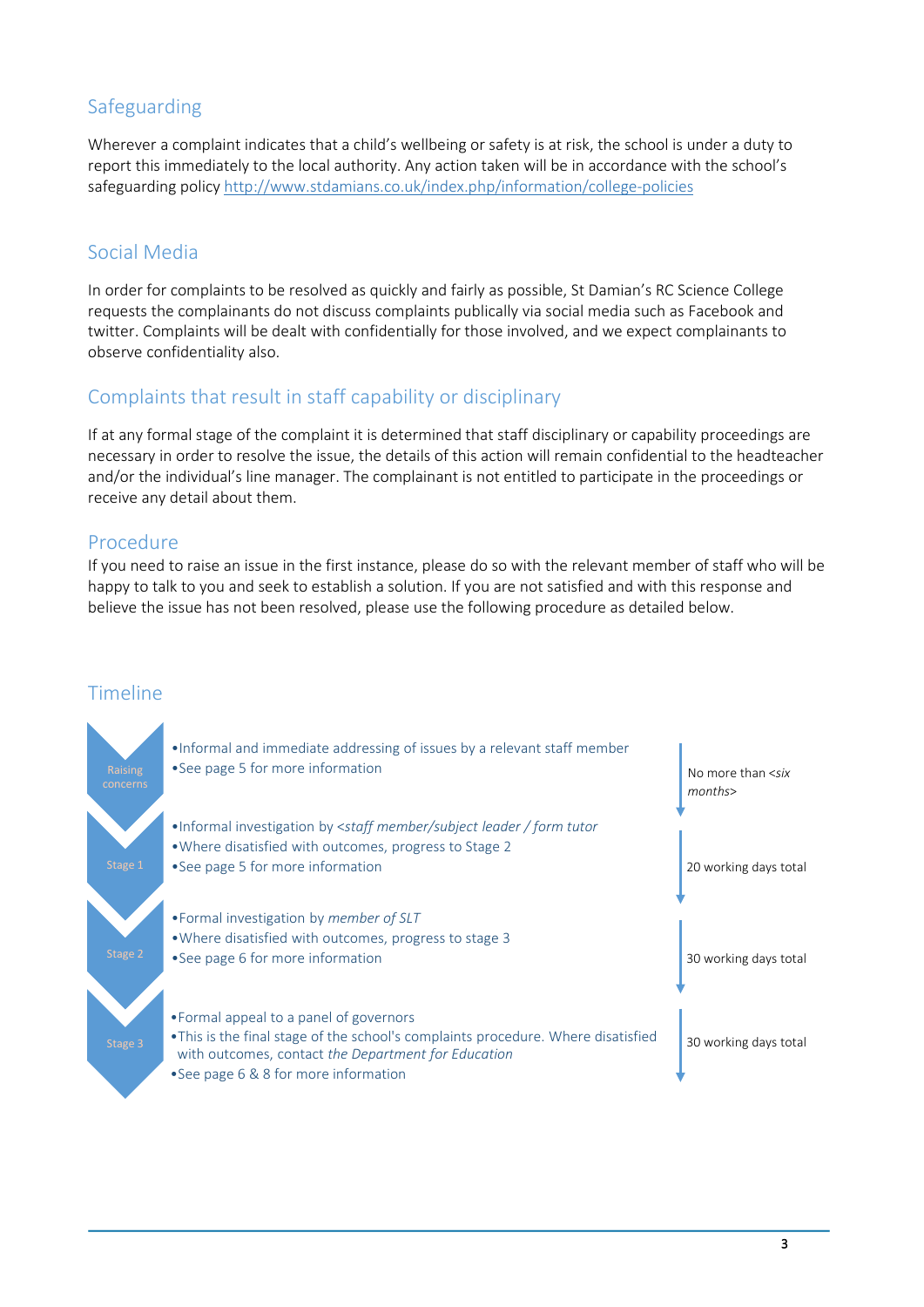## Safeguarding

Wherever a complaint indicates that a child's wellbeing or safety is at risk, the school is under a duty to report this immediately to the local authority. Any action taken will be in accordance with the school's safeguarding policy http://www.stdamians.co.uk/index.php/information/college-policies

## Social Media

In order for complaints to be resolved as quickly and fairly as possible, St Damian's RC Science College requests the complainants do not discuss complaints publically via social media such as Facebook and twitter. Complaints will be dealt with confidentially for those involved, and we expect complainants to observe confidentiality also.

## Complaints that result in staff capability or disciplinary

If at any formal stage of the complaint it is determined that staff disciplinary or capability proceedings are necessary in order to resolve the issue, the details of this action will remain confidential to the headteacher and/or the individual's line manager. The complainant is not entitled to participate in the proceedings or receive any detail about them.

## Procedure

If you need to raise an issue in the first instance, please do so with the relevant member of staff who will be happy to talk to you and seek to establish a solution. If you are not satisfied and with this response and believe the issue has not been resolved, please use the following procedure as detailed below.

## Timeline

| Stage | Details | Timescale |
| --- | --- | --- |
| Raising concerns | • Informal and immediate addressing of issues by a relevant staff member<br>• See page 5 for more information | No more than <*six months*> |
| Stage 1 | • Informal investigation by <*staff member/subject leader / form tutor*<br>• Where disatisfied with outcomes, progress to Stage 2<br>• See page 5 for more information | 20 working days total |
| Stage 2 | • Formal investigation by *member of SLT*<br>• Where disatisfied with outcomes, progress to stage 3<br>• See page 6 for more information | 30 working days total |
| Stage 3 | • Formal appeal to a panel of governors<br>• This is the final stage of the school's complaints procedure. Where disatisfied with outcomes, contact *the Department for Education*<br>• See page 6 & 8 for more information | 30 working days total |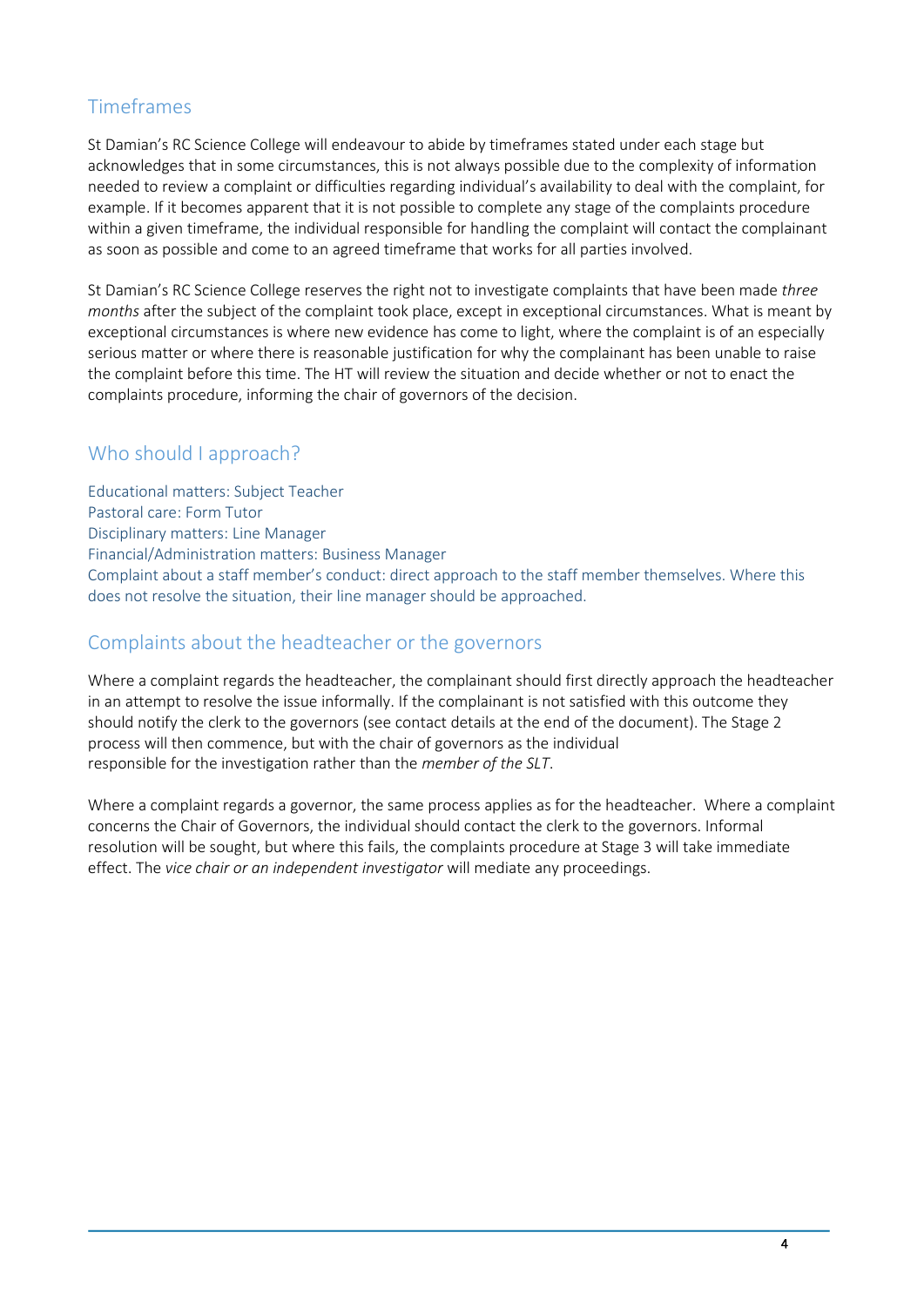## Timeframes

St Damian's RC Science College will endeavour to abide by timeframes stated under each stage but acknowledges that in some circumstances, this is not always possible due to the complexity of information needed to review a complaint or difficulties regarding individual's availability to deal with the complaint, for example. If it becomes apparent that it is not possible to complete any stage of the complaints procedure within a given timeframe, the individual responsible for handling the complaint will contact the complainant as soon as possible and come to an agreed timeframe that works for all parties involved.

St Damian's RC Science College reserves the right not to investigate complaints that have been made *three months* after the subject of the complaint took place, except in exceptional circumstances. What is meant by exceptional circumstances is where new evidence has come to light, where the complaint is of an especially serious matter or where there is reasonable justification for why the complainant has been unable to raise the complaint before this time. The HT will review the situation and decide whether or not to enact the complaints procedure, informing the chair of governors of the decision.

## Who should I approach?

Educational matters: Subject Teacher
Pastoral care: Form Tutor
Disciplinary matters: Line Manager
Financial/Administration matters: Business Manager
Complaint about a staff member's conduct: direct approach to the staff member themselves. Where this does not resolve the situation, their line manager should be approached.

## Complaints about the headteacher or the governors

Where a complaint regards the headteacher, the complainant should first directly approach the headteacher in an attempt to resolve the issue informally. If the complainant is not satisfied with this outcome they should notify the clerk to the governors (see contact details at the end of the document). The Stage 2 process will then commence, but with the chair of governors as the individual responsible for the investigation rather than the *member of the SLT*.

Where a complaint regards a governor, the same process applies as for the headteacher. Where a complaint concerns the Chair of Governors, the individual should contact the clerk to the governors. Informal resolution will be sought, but where this fails, the complaints procedure at Stage 3 will take immediate effect. The *vice chair or an independent investigator* will mediate any proceedings.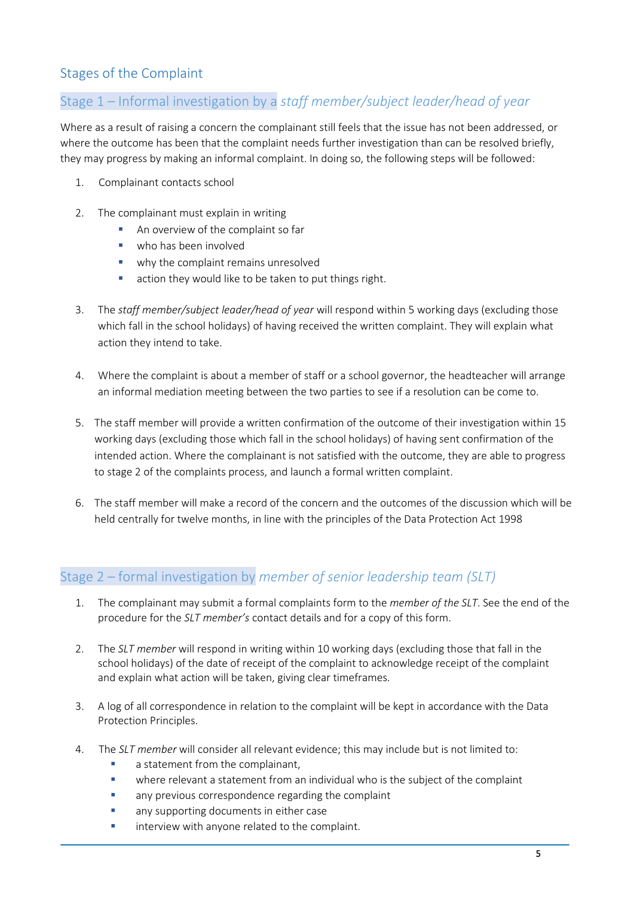## Stages of the Complaint

### Stage 1 – Informal investigation by a *staff member/subject leader/head of year*

Where as a result of raising a concern the complainant still feels that the issue has not been addressed, or where the outcome has been that the complaint needs further investigation than can be resolved briefly, they may progress by making an informal complaint. In doing so, the following steps will be followed:

1. Complainant contacts school

2. The complainant must explain in writing
   - An overview of the complaint so far
   - who has been involved
   - why the complaint remains unresolved
   - action they would like to be taken to put things right.

3. The *staff member/subject leader/head of year* will respond within 5 working days (excluding those which fall in the school holidays) of having received the written complaint. They will explain what action they intend to take.

4. Where the complaint is about a member of staff or a school governor, the headteacher will arrange an informal mediation meeting between the two parties to see if a resolution can be come to.

5. The staff member will provide a written confirmation of the outcome of their investigation within 15 working days (excluding those which fall in the school holidays) of having sent confirmation of the intended action. Where the complainant is not satisfied with the outcome, they are able to progress to stage 2 of the complaints process, and launch a formal written complaint.

6. The staff member will make a record of the concern and the outcomes of the discussion which will be held centrally for twelve months, in line with the principles of the Data Protection Act 1998

### Stage 2 – formal investigation by *member of senior leadership team (SLT)*

1. The complainant may submit a formal complaints form to the *member of the SLT*. See the end of the procedure for the *SLT member's* contact details and for a copy of this form.

2. The *SLT member* will respond in writing within 10 working days (excluding those that fall in the school holidays) of the date of receipt of the complaint to acknowledge receipt of the complaint and explain what action will be taken, giving clear timeframes.

3. A log of all correspondence in relation to the complaint will be kept in accordance with the Data Protection Principles.

4. The *SLT member* will consider all relevant evidence; this may include but is not limited to:
   - a statement from the complainant,
   - where relevant a statement from an individual who is the subject of the complaint
   - any previous correspondence regarding the complaint
   - any supporting documents in either case
   - interview with anyone related to the complaint.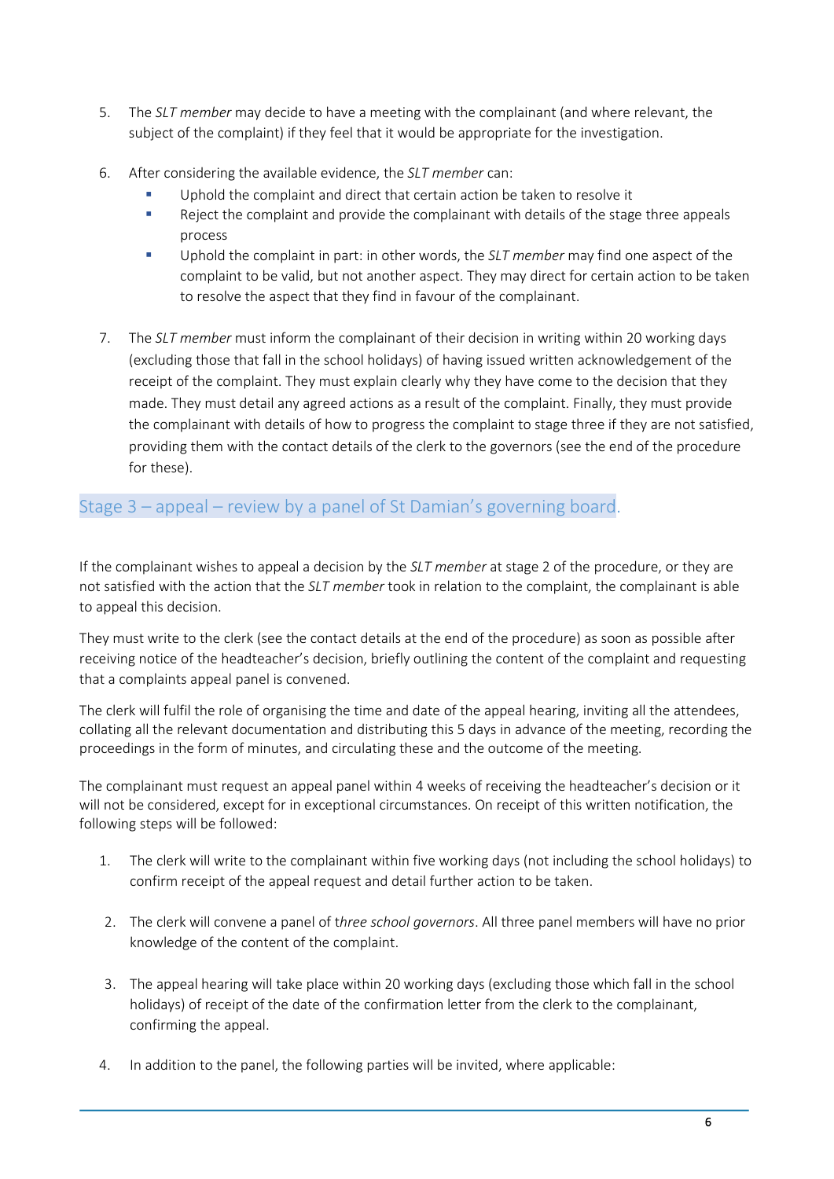5. The *SLT member* may decide to have a meeting with the complainant (and where relevant, the subject of the complaint) if they feel that it would be appropriate for the investigation.

6. After considering the available evidence, the *SLT member* can:
   - Uphold the complaint and direct that certain action be taken to resolve it
   - Reject the complaint and provide the complainant with details of the stage three appeals process
   - Uphold the complaint in part: in other words, the *SLT member* may find one aspect of the complaint to be valid, but not another aspect. They may direct for certain action to be taken to resolve the aspect that they find in favour of the complainant.

7. The *SLT member* must inform the complainant of their decision in writing within 20 working days (excluding those that fall in the school holidays) of having issued written acknowledgement of the receipt of the complaint. They must explain clearly why they have come to the decision that they made. They must detail any agreed actions as a result of the complaint. Finally, they must provide the complainant with details of how to progress the complaint to stage three if they are not satisfied, providing them with the contact details of the clerk to the governors (see the end of the procedure for these).

## Stage 3 – appeal – review by a panel of St Damian's governing board.

If the complainant wishes to appeal a decision by the *SLT member* at stage 2 of the procedure, or they are not satisfied with the action that the *SLT member* took in relation to the complaint, the complainant is able to appeal this decision.

They must write to the clerk (see the contact details at the end of the procedure) as soon as possible after receiving notice of the headteacher's decision, briefly outlining the content of the complaint and requesting that a complaints appeal panel is convened.

The clerk will fulfil the role of organising the time and date of the appeal hearing, inviting all the attendees, collating all the relevant documentation and distributing this 5 days in advance of the meeting, recording the proceedings in the form of minutes, and circulating these and the outcome of the meeting.

The complainant must request an appeal panel within 4 weeks of receiving the headteacher's decision or it will not be considered, except for in exceptional circumstances. On receipt of this written notification, the following steps will be followed:

1. The clerk will write to the complainant within five working days (not including the school holidays) to confirm receipt of the appeal request and detail further action to be taken.

2. The clerk will convene a panel of t*hree school governors*. All three panel members will have no prior knowledge of the content of the complaint.

3. The appeal hearing will take place within 20 working days (excluding those which fall in the school holidays) of receipt of the date of the confirmation letter from the clerk to the complainant, confirming the appeal.

4. In addition to the panel, the following parties will be invited, where applicable: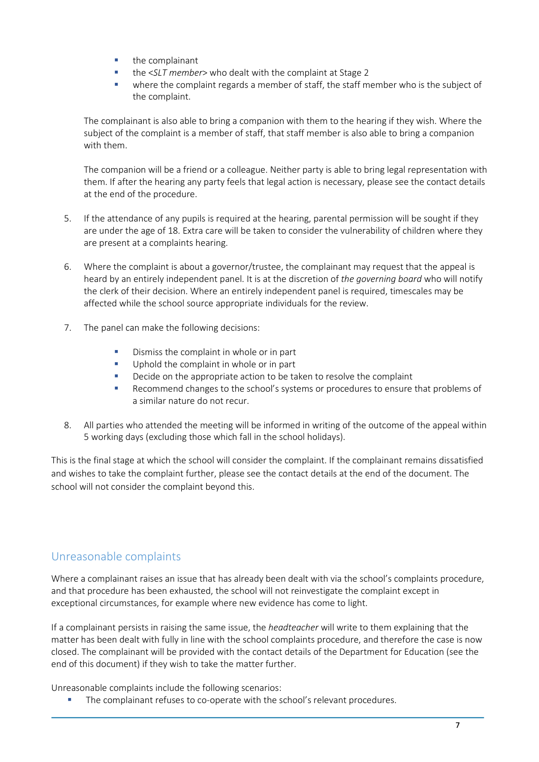- the complainant
- the *<SLT member>* who dealt with the complaint at Stage 2
- where the complaint regards a member of staff, the staff member who is the subject of the complaint.

The complainant is also able to bring a companion with them to the hearing if they wish. Where the subject of the complaint is a member of staff, that staff member is also able to bring a companion with them.

The companion will be a friend or a colleague. Neither party is able to bring legal representation with them. If after the hearing any party feels that legal action is necessary, please see the contact details at the end of the procedure.

5. If the attendance of any pupils is required at the hearing, parental permission will be sought if they are under the age of 18. Extra care will be taken to consider the vulnerability of children where they are present at a complaints hearing.

6. Where the complaint is about a governor/trustee, the complainant may request that the appeal is heard by an entirely independent panel. It is at the discretion of *the governing board* who will notify the clerk of their decision. Where an entirely independent panel is required, timescales may be affected while the school source appropriate individuals for the review.

7. The panel can make the following decisions:

   - Dismiss the complaint in whole or in part
   - Uphold the complaint in whole or in part
   - Decide on the appropriate action to be taken to resolve the complaint
   - Recommend changes to the school's systems or procedures to ensure that problems of a similar nature do not recur.

8. All parties who attended the meeting will be informed in writing of the outcome of the appeal within 5 working days (excluding those which fall in the school holidays).

This is the final stage at which the school will consider the complaint. If the complainant remains dissatisfied and wishes to take the complaint further, please see the contact details at the end of the document. The school will not consider the complaint beyond this.

## Unreasonable complaints

Where a complainant raises an issue that has already been dealt with via the school's complaints procedure, and that procedure has been exhausted, the school will not reinvestigate the complaint except in exceptional circumstances, for example where new evidence has come to light.

If a complainant persists in raising the same issue, the *headteacher* will write to them explaining that the matter has been dealt with fully in line with the school complaints procedure, and therefore the case is now closed. The complainant will be provided with the contact details of the Department for Education (see the end of this document) if they wish to take the matter further.

Unreasonable complaints include the following scenarios:

- The complainant refuses to co-operate with the school's relevant procedures.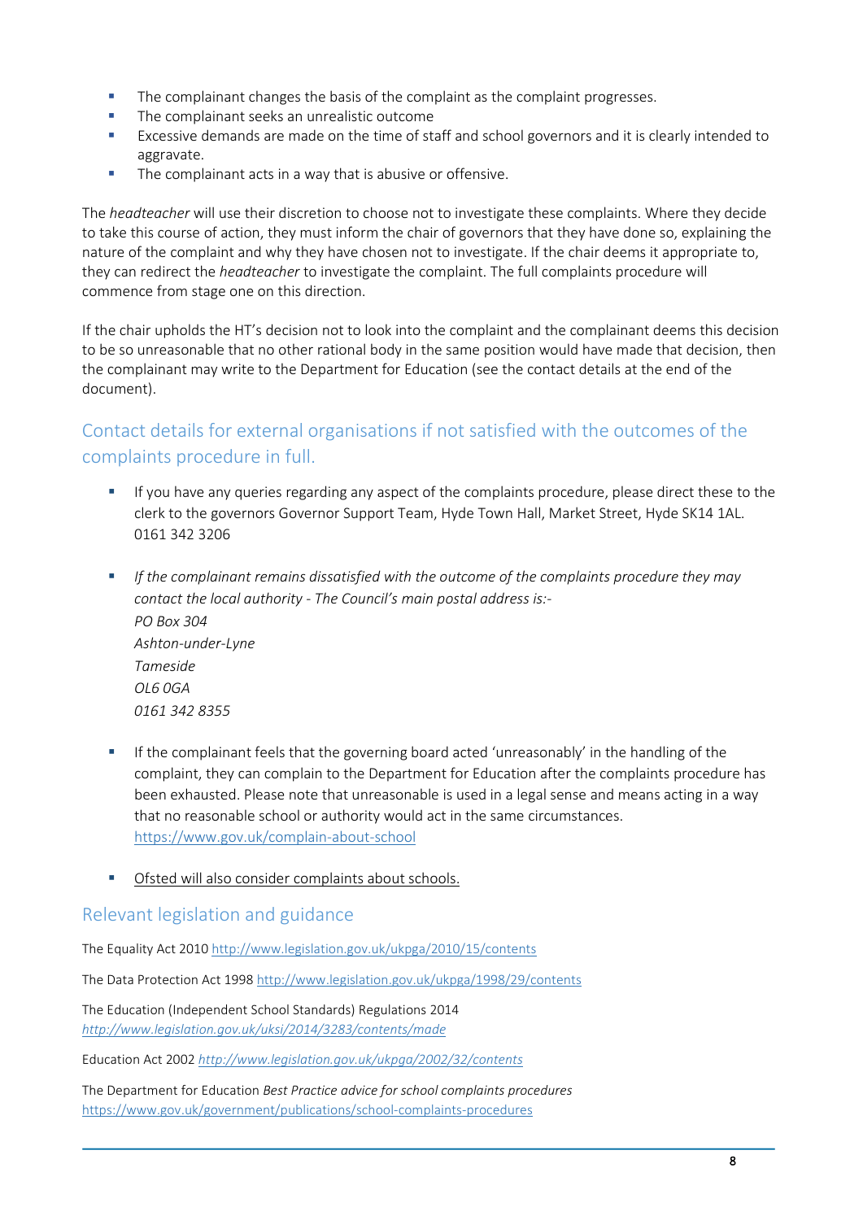- The complainant changes the basis of the complaint as the complaint progresses.
- The complainant seeks an unrealistic outcome
- Excessive demands are made on the time of staff and school governors and it is clearly intended to aggravate.
- The complainant acts in a way that is abusive or offensive.

The *headteacher* will use their discretion to choose not to investigate these complaints. Where they decide to take this course of action, they must inform the chair of governors that they have done so, explaining the nature of the complaint and why they have chosen not to investigate. If the chair deems it appropriate to, they can redirect the *headteacher* to investigate the complaint. The full complaints procedure will commence from stage one on this direction.

If the chair upholds the HT's decision not to look into the complaint and the complainant deems this decision to be so unreasonable that no other rational body in the same position would have made that decision, then the complainant may write to the Department for Education (see the contact details at the end of the document).

## Contact details for external organisations if not satisfied with the outcomes of the complaints procedure in full.

- If you have any queries regarding any aspect of the complaints procedure, please direct these to the clerk to the governors Governor Support Team, Hyde Town Hall, Market Street, Hyde SK14 1AL. 0161 342 3206

- *If the complainant remains dissatisfied with the outcome of the complaints procedure they may contact the local authority - The Council's main postal address is:-*
  *PO Box 304*
  *Ashton-under-Lyne*
  *Tameside*
  *OL6 0GA*
  *0161 342 8355*

- If the complainant feels that the governing board acted 'unreasonably' in the handling of the complaint, they can complain to the Department for Education after the complaints procedure has been exhausted. Please note that unreasonable is used in a legal sense and means acting in a way that no reasonable school or authority would act in the same circumstances. https://www.gov.uk/complain-about-school

- Ofsted will also consider complaints about schools.

## Relevant legislation and guidance

The Equality Act 2010 http://www.legislation.gov.uk/ukpga/2010/15/contents

The Data Protection Act 1998 http://www.legislation.gov.uk/ukpga/1998/29/contents

The Education (Independent School Standards) Regulations 2014
*http://www.legislation.gov.uk/uksi/2014/3283/contents/made*

Education Act 2002 *http://www.legislation.gov.uk/ukpga/2002/32/contents*

The Department for Education *Best Practice advice for school complaints procedures*
https://www.gov.uk/government/publications/school-complaints-procedures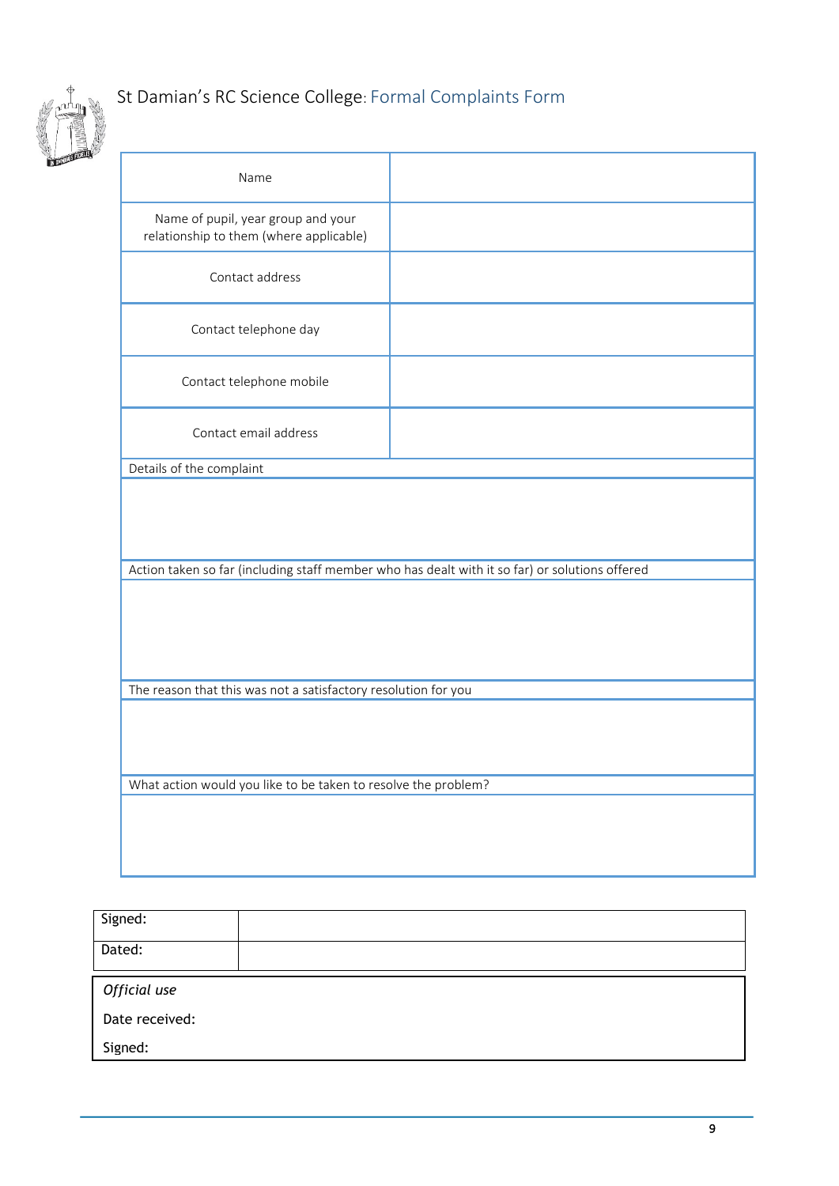# St Damian's RC Science College: Formal Complaints Form

| | |
|---|---|
| Name | |
| Name of pupil, year group and your relationship to them (where applicable) | |
| Contact address | |
| Contact telephone day | |
| Contact telephone mobile | |
| Contact email address | |

Details of the complaint

Action taken so far (including staff member who has dealt with it so far) or solutions offered

The reason that this was not a satisfactory resolution for you

What action would you like to be taken to resolve the problem?

| | |
|---|---|
| Signed: | |
| Dated: | |

*Official use*

Date received:

Signed: